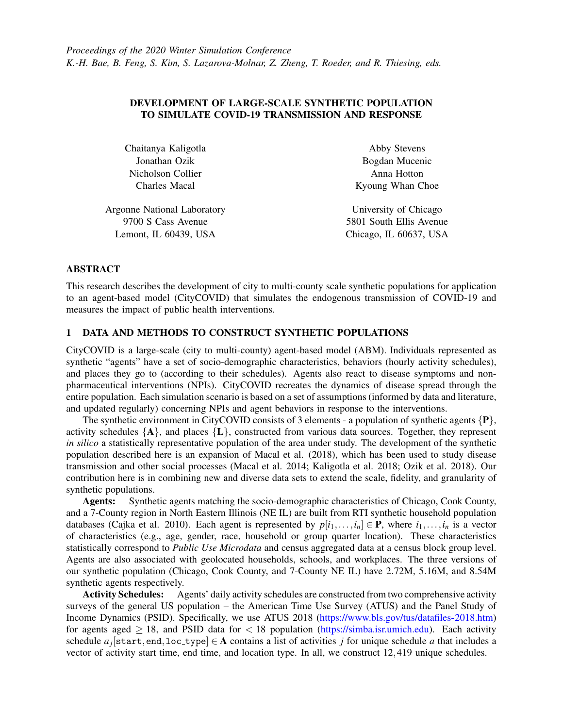*Proceedings of the 2020 Winter Simulation Conference*
*K.-H. Bae, B. Feng, S. Kim, S. Lazarova-Molnar, Z. Zheng, T. Roeder, and R. Thiesing, eds.*

# DEVELOPMENT OF LARGE-SCALE SYNTHETIC POPULATION TO SIMULATE COVID-19 TRANSMISSION AND RESPONSE

Chaitanya Kaligotla
Jonathan Ozik
Nicholson Collier
Charles Macal

Argonne National Laboratory
9700 S Cass Avenue
Lemont, IL 60439, USA

Abby Stevens
Bogdan Mucenic
Anna Hotton
Kyoung Whan Choe

University of Chicago
5801 South Ellis Avenue
Chicago, IL 60637, USA

## ABSTRACT

This research describes the development of city to multi-county scale synthetic populations for application to an agent-based model (CityCOVID) that simulates the endogenous transmission of COVID-19 and measures the impact of public health interventions.

## 1 DATA AND METHODS TO CONSTRUCT SYNTHETIC POPULATIONS

CityCOVID is a large-scale (city to multi-county) agent-based model (ABM). Individuals represented as synthetic "agents" have a set of socio-demographic characteristics, behaviors (hourly activity schedules), and places they go to (according to their schedules). Agents also react to disease symptoms and non-pharmaceutical interventions (NPIs). CityCOVID recreates the dynamics of disease spread through the entire population. Each simulation scenario is based on a set of assumptions (informed by data and literature, and updated regularly) concerning NPIs and agent behaviors in response to the interventions.

The synthetic environment in CityCOVID consists of 3 elements - a population of synthetic agents $\{\mathbf{P}\}$, activity schedules $\{\mathbf{A}\}$, and places $\{\mathbf{L}\}$, constructed from various data sources. Together, they represent *in silico* a statistically representative population of the area under study. The development of the synthetic population described here is an expansion of Macal et al. (2018), which has been used to study disease transmission and other social processes (Macal et al. 2014; Kaligotla et al. 2018; Ozik et al. 2018). Our contribution here is in combining new and diverse data sets to extend the scale, fidelity, and granularity of synthetic populations.

**Agents:** Synthetic agents matching the socio-demographic characteristics of Chicago, Cook County, and a 7-County region in North Eastern Illinois (NE IL) are built from RTI synthetic household population databases (Cajka et al. 2010). Each agent is represented by $p[i_1,\ldots,i_n] \in \mathbf{P}$, where $i_1,\ldots,i_n$ is a vector of characteristics (e.g., age, gender, race, household or group quarter location). These characteristics statistically correspond to *Public Use Microdata* and census aggregated data at a census block group level. Agents are also associated with geolocated households, schools, and workplaces. The three versions of our synthetic population (Chicago, Cook County, and 7-County NE IL) have 2.72M, 5.16M, and 8.54M synthetic agents respectively.

**Activity Schedules:** Agents' daily activity schedules are constructed from two comprehensive activity surveys of the general US population – the American Time Use Survey (ATUS) and the Panel Study of Income Dynamics (PSID). Specifically, we use ATUS 2018 (https://www.bls.gov/tus/datafiles-2018.htm) for agents aged $\geq 18$, and PSID data for $< 18$ population (https://simba.isr.umich.edu). Each activity schedule $a_j[\texttt{start}, \texttt{end}, \texttt{loc\_type}] \in \mathbf{A}$ contains a list of activities $j$ for unique schedule $a$ that includes a vector of activity start time, end time, and location type. In all, we construct 12,419 unique schedules.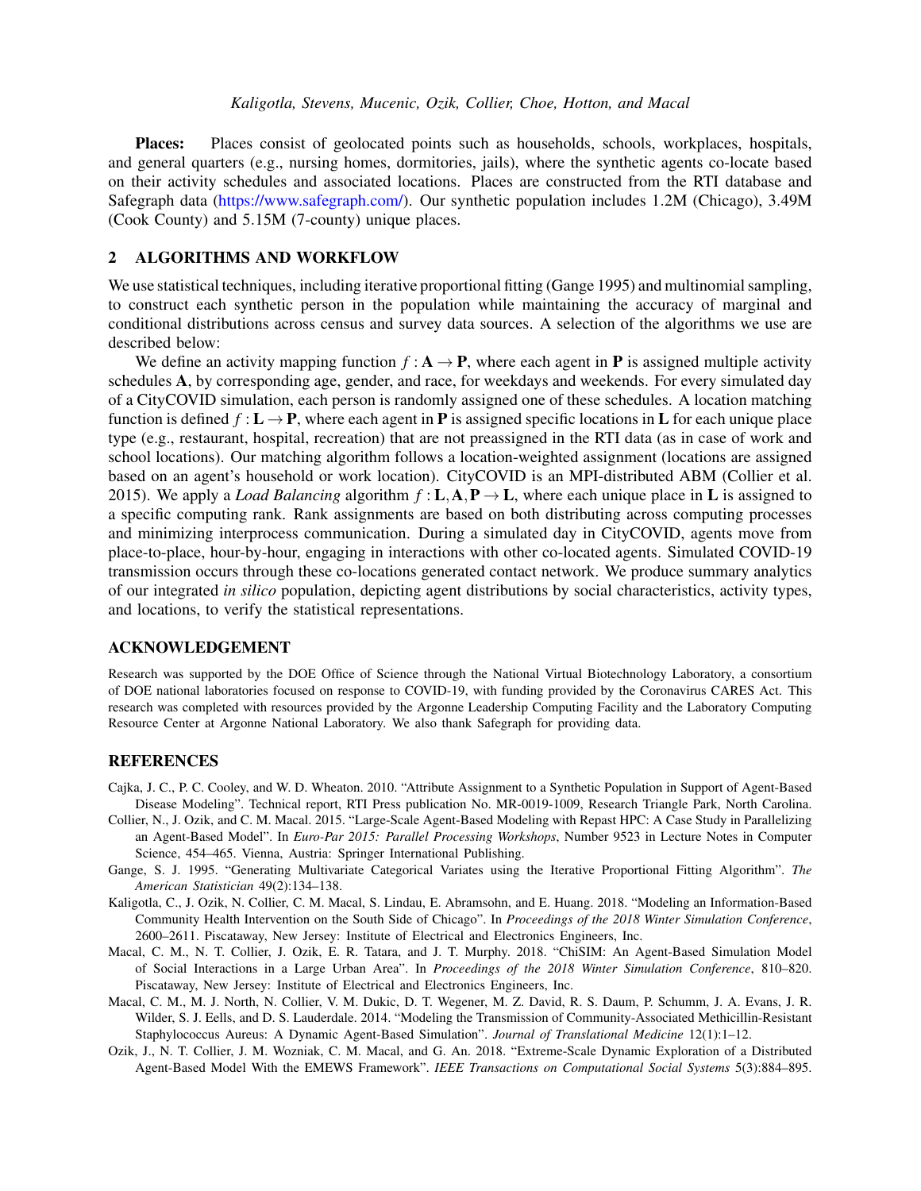**Places:** Places consist of geolocated points such as households, schools, workplaces, hospitals, and general quarters (e.g., nursing homes, dormitories, jails), where the synthetic agents co-locate based on their activity schedules and associated locations. Places are constructed from the RTI database and Safegraph data (https://www.safegraph.com/). Our synthetic population includes 1.2M (Chicago), 3.49M (Cook County) and 5.15M (7-county) unique places.

## 2 ALGORITHMS AND WORKFLOW

We use statistical techniques, including iterative proportional fitting (Gange 1995) and multinomial sampling, to construct each synthetic person in the population while maintaining the accuracy of marginal and conditional distributions across census and survey data sources. A selection of the algorithms we use are described below:

We define an activity mapping function $f : \mathbf{A} \rightarrow \mathbf{P}$, where each agent in $\mathbf{P}$ is assigned multiple activity schedules $\mathbf{A}$, by corresponding age, gender, and race, for weekdays and weekends. For every simulated day of a CityCOVID simulation, each person is randomly assigned one of these schedules. A location matching function is defined $f : \mathbf{L} \rightarrow \mathbf{P}$, where each agent in $\mathbf{P}$ is assigned specific locations in $\mathbf{L}$ for each unique place type (e.g., restaurant, hospital, recreation) that are not preassigned in the RTI data (as in case of work and school locations). Our matching algorithm follows a location-weighted assignment (locations are assigned based on an agent's household or work location). CityCOVID is an MPI-distributed ABM (Collier et al. 2015). We apply a *Load Balancing* algorithm $f : \mathbf{L}, \mathbf{A}, \mathbf{P} \rightarrow \mathbf{L}$, where each unique place in $\mathbf{L}$ is assigned to a specific computing rank. Rank assignments are based on both distributing across computing processes and minimizing interprocess communication. During a simulated day in CityCOVID, agents move from place-to-place, hour-by-hour, engaging in interactions with other co-located agents. Simulated COVID-19 transmission occurs through these co-locations generated contact network. We produce summary analytics of our integrated *in silico* population, depicting agent distributions by social characteristics, activity types, and locations, to verify the statistical representations.

## ACKNOWLEDGEMENT

Research was supported by the DOE Office of Science through the National Virtual Biotechnology Laboratory, a consortium of DOE national laboratories focused on response to COVID-19, with funding provided by the Coronavirus CARES Act. This research was completed with resources provided by the Argonne Leadership Computing Facility and the Laboratory Computing Resource Center at Argonne National Laboratory. We also thank Safegraph for providing data.

## REFERENCES

Cajka, J. C., P. C. Cooley, and W. D. Wheaton. 2010. "Attribute Assignment to a Synthetic Population in Support of Agent-Based Disease Modeling". Technical report, RTI Press publication No. MR-0019-1009, Research Triangle Park, North Carolina.

Collier, N., J. Ozik, and C. M. Macal. 2015. "Large-Scale Agent-Based Modeling with Repast HPC: A Case Study in Parallelizing an Agent-Based Model". In *Euro-Par 2015: Parallel Processing Workshops*, Number 9523 in Lecture Notes in Computer Science, 454–465. Vienna, Austria: Springer International Publishing.

Gange, S. J. 1995. "Generating Multivariate Categorical Variates using the Iterative Proportional Fitting Algorithm". *The American Statistician* 49(2):134–138.

Kaligotla, C., J. Ozik, N. Collier, C. M. Macal, S. Lindau, E. Abramsohn, and E. Huang. 2018. "Modeling an Information-Based Community Health Intervention on the South Side of Chicago". In *Proceedings of the 2018 Winter Simulation Conference*, 2600–2611. Piscataway, New Jersey: Institute of Electrical and Electronics Engineers, Inc.

Macal, C. M., N. T. Collier, J. Ozik, E. R. Tatara, and J. T. Murphy. 2018. "ChiSIM: An Agent-Based Simulation Model of Social Interactions in a Large Urban Area". In *Proceedings of the 2018 Winter Simulation Conference*, 810–820. Piscataway, New Jersey: Institute of Electrical and Electronics Engineers, Inc.

Macal, C. M., M. J. North, N. Collier, V. M. Dukic, D. T. Wegener, M. Z. David, R. S. Daum, P. Schumm, J. A. Evans, J. R. Wilder, S. J. Eells, and D. S. Lauderdale. 2014. "Modeling the Transmission of Community-Associated Methicillin-Resistant Staphylococcus Aureus: A Dynamic Agent-Based Simulation". *Journal of Translational Medicine* 12(1):1–12.

Ozik, J., N. T. Collier, J. M. Wozniak, C. M. Macal, and G. An. 2018. "Extreme-Scale Dynamic Exploration of a Distributed Agent-Based Model With the EMEWS Framework". *IEEE Transactions on Computational Social Systems* 5(3):884–895.